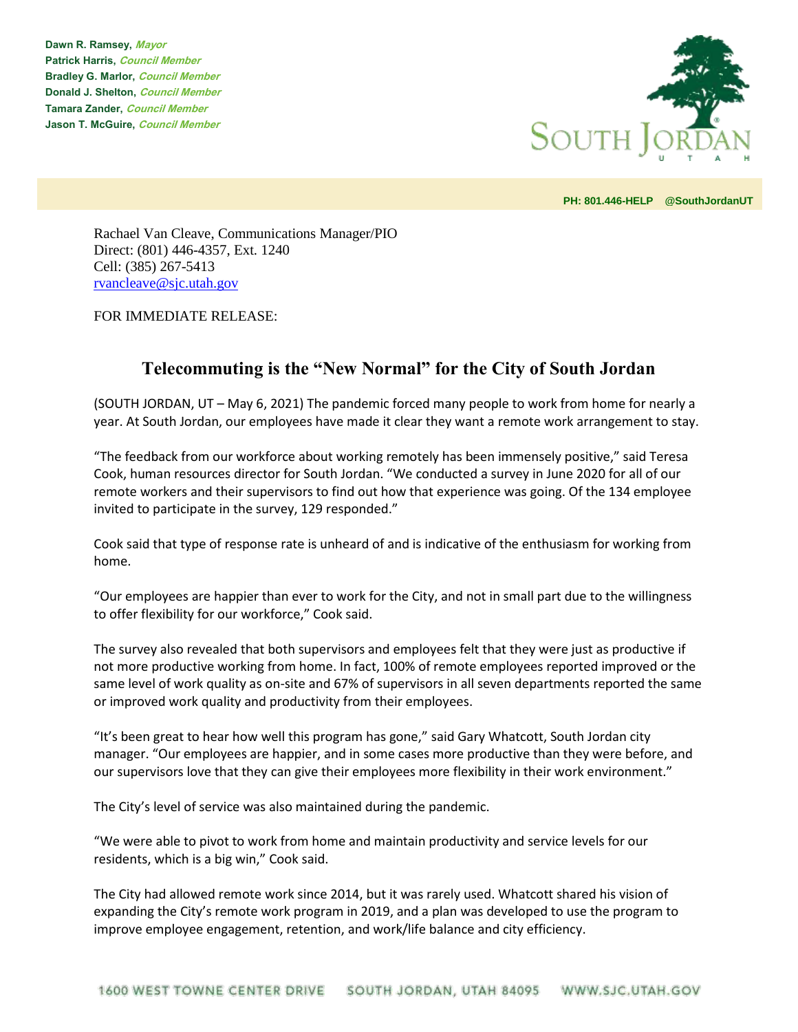**Dawn R. Ramsey,** ***Mayor***
**Patrick Harris,** ***Council Member***
**Bradley G. Marlor,** ***Council Member***
**Donald J. Shelton,** ***Council Member***
**Tamara Zander,** ***Council Member***
**Jason T. McGuire,** ***Council Member***

SOUTH JORDAN
UTAH

**PH: 801.446-HELP @SouthJordanUT**

Rachael Van Cleave, Communications Manager/PIO
Direct: (801) 446-4357, Ext. 1240
Cell: (385) 267-5413
rvancleave@sjc.utah.gov

FOR IMMEDIATE RELEASE:

# Telecommuting is the "New Normal" for the City of South Jordan

(SOUTH JORDAN, UT – May 6, 2021) The pandemic forced many people to work from home for nearly a year. At South Jordan, our employees have made it clear they want a remote work arrangement to stay.

"The feedback from our workforce about working remotely has been immensely positive," said Teresa Cook, human resources director for South Jordan. "We conducted a survey in June 2020 for all of our remote workers and their supervisors to find out how that experience was going. Of the 134 employee invited to participate in the survey, 129 responded."

Cook said that type of response rate is unheard of and is indicative of the enthusiasm for working from home.

"Our employees are happier than ever to work for the City, and not in small part due to the willingness to offer flexibility for our workforce," Cook said.

The survey also revealed that both supervisors and employees felt that they were just as productive if not more productive working from home. In fact, 100% of remote employees reported improved or the same level of work quality as on-site and 67% of supervisors in all seven departments reported the same or improved work quality and productivity from their employees.

"It's been great to hear how well this program has gone," said Gary Whatcott, South Jordan city manager. "Our employees are happier, and in some cases more productive than they were before, and our supervisors love that they can give their employees more flexibility in their work environment."

The City's level of service was also maintained during the pandemic.

"We were able to pivot to work from home and maintain productivity and service levels for our residents, which is a big win," Cook said.

The City had allowed remote work since 2014, but it was rarely used. Whatcott shared his vision of expanding the City's remote work program in 2019, and a plan was developed to use the program to improve employee engagement, retention, and work/life balance and city efficiency.

1600 WEST TOWNE CENTER DRIVE SOUTH JORDAN, UTAH 84095 WWW.SJC.UTAH.GOV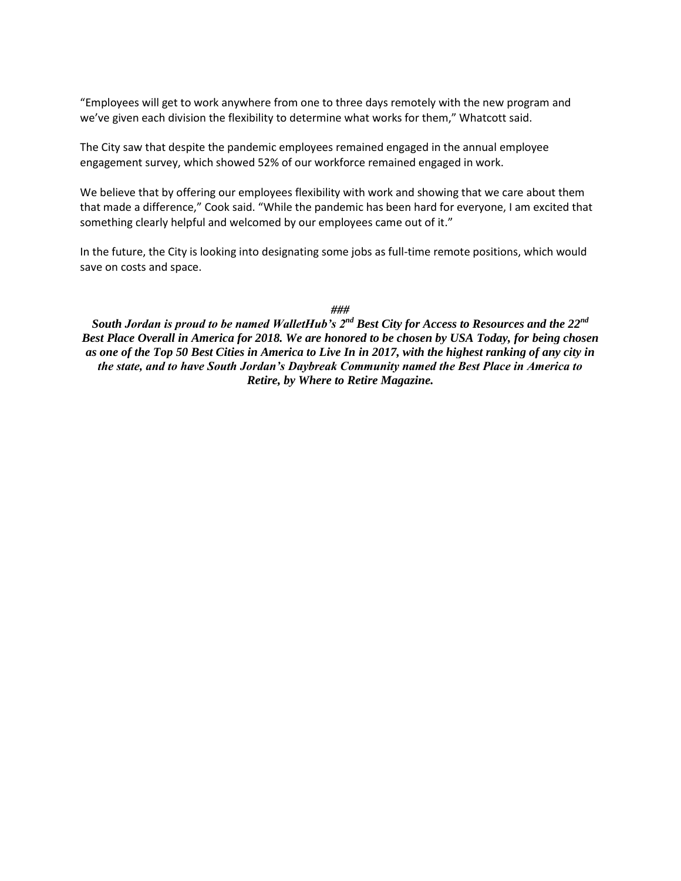"Employees will get to work anywhere from one to three days remotely with the new program and we've given each division the flexibility to determine what works for them," Whatcott said.

The City saw that despite the pandemic employees remained engaged in the annual employee engagement survey, which showed 52% of our workforce remained engaged in work.

We believe that by offering our employees flexibility with work and showing that we care about them that made a difference," Cook said. "While the pandemic has been hard for everyone, I am excited that something clearly helpful and welcomed by our employees came out of it."

In the future, the City is looking into designating some jobs as full-time remote positions, which would save on costs and space.

***###***

***South Jordan is proud to be named WalletHub's 2nd Best City for Access to Resources and the 22nd Best Place Overall in America for 2018. We are honored to be chosen by USA Today, for being chosen as one of the Top 50 Best Cities in America to Live In in 2017, with the highest ranking of any city in the state, and to have South Jordan's Daybreak Community named the Best Place in America to Retire, by Where to Retire Magazine.***